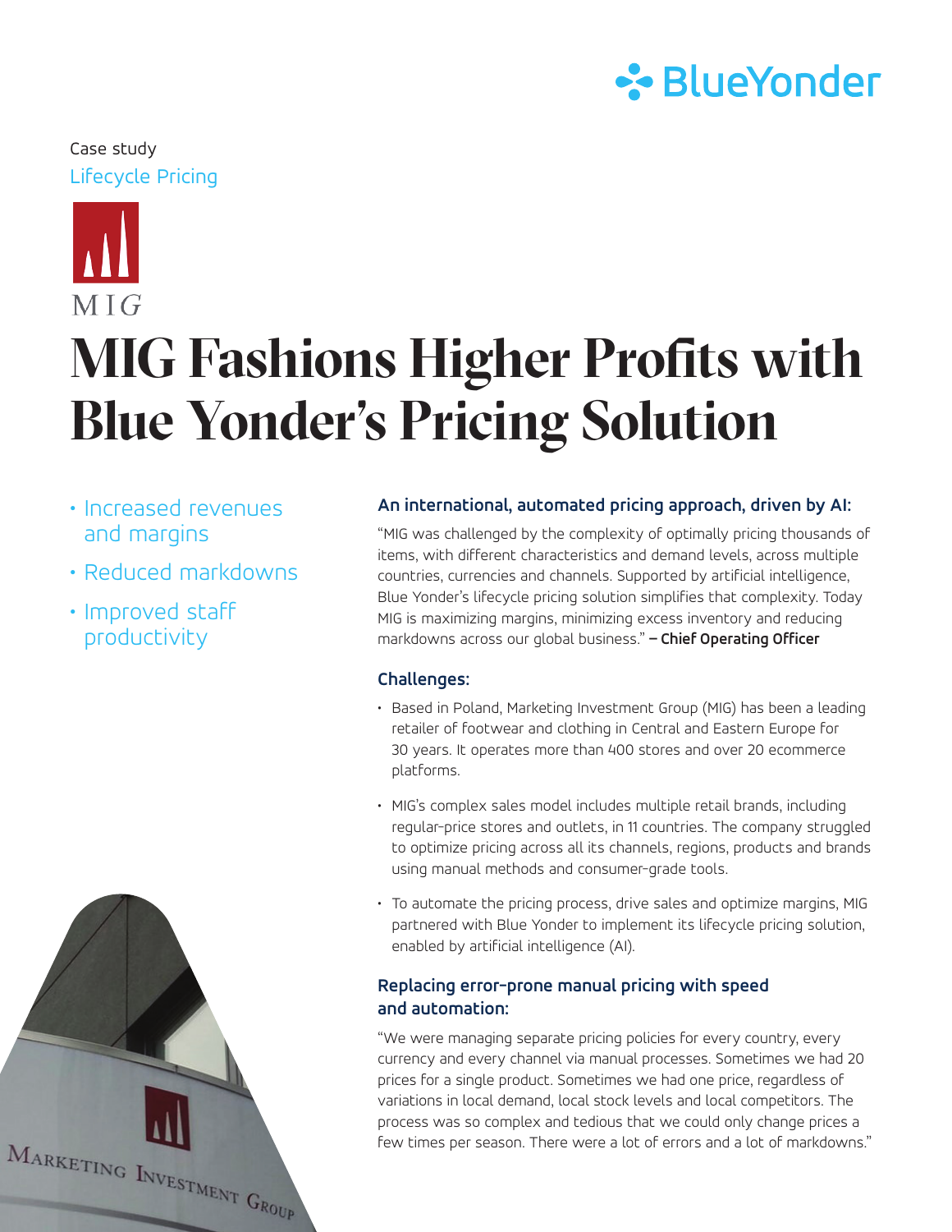Case study

Lifecycle Pricing

# MIG Fashions Higher Profits with Blue Yonder's Pricing Solution

- Increased revenues and margins
- Reduced markdowns
- Improved staff productivity

### An international, automated pricing approach, driven by AI:

"MIG was challenged by the complexity of optimally pricing thousands of items, with different characteristics and demand levels, across multiple countries, currencies and channels. Supported by artificial intelligence, Blue Yonder's lifecycle pricing solution simplifies that complexity. Today MIG is maximizing margins, minimizing excess inventory and reducing markdowns across our global business." **– Chief Operating Officer**

### Challenges:

- Based in Poland, Marketing Investment Group (MIG) has been a leading retailer of footwear and clothing in Central and Eastern Europe for 30 years. It operates more than 400 stores and over 20 ecommerce platforms.
- MIG's complex sales model includes multiple retail brands, including regular-price stores and outlets, in 11 countries. The company struggled to optimize pricing across all its channels, regions, products and brands using manual methods and consumer-grade tools.
- To automate the pricing process, drive sales and optimize margins, MIG partnered with Blue Yonder to implement its lifecycle pricing solution, enabled by artificial intelligence (AI).

### Replacing error-prone manual pricing with speed and automation:

"We were managing separate pricing policies for every country, every currency and every channel via manual processes. Sometimes we had 20 prices for a single product. Sometimes we had one price, regardless of variations in local demand, local stock levels and local competitors. The process was so complex and tedious that we could only change prices a few times per season. There were a lot of errors and a lot of markdowns."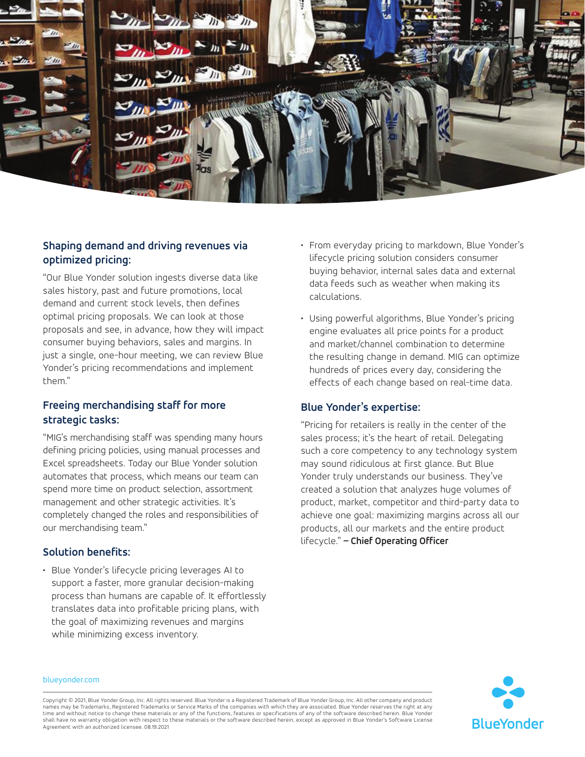## Shaping demand and driving revenues via optimized pricing:

"Our Blue Yonder solution ingests diverse data like sales history, past and future promotions, local demand and current stock levels, then defines optimal pricing proposals. We can look at those proposals and see, in advance, how they will impact consumer buying behaviors, sales and margins. In just a single, one-hour meeting, we can review Blue Yonder's pricing recommendations and implement them."

## Freeing merchandising staff for more strategic tasks:

"MIG's merchandising staff was spending many hours defining pricing policies, using manual processes and Excel spreadsheets. Today our Blue Yonder solution automates that process, which means our team can spend more time on product selection, assortment management and other strategic activities. It's completely changed the roles and responsibilities of our merchandising team."

## Solution benefits:

- Blue Yonder's lifecycle pricing leverages AI to support a faster, more granular decision-making process than humans are capable of. It effortlessly translates data into profitable pricing plans, with the goal of maximizing revenues and margins while minimizing excess inventory.
- From everyday pricing to markdown, Blue Yonder's lifecycle pricing solution considers consumer buying behavior, internal sales data and external data feeds such as weather when making its calculations.
- Using powerful algorithms, Blue Yonder's pricing engine evaluates all price points for a product and market/channel combination to determine the resulting change in demand. MIG can optimize hundreds of prices every day, considering the effects of each change based on real-time data.

## Blue Yonder's expertise:

"Pricing for retailers is really in the center of the sales process; it's the heart of retail. Delegating such a core competency to any technology system may sound ridiculous at first glance. But Blue Yonder truly understands our business. They've created a solution that analyzes huge volumes of product, market, competitor and third-party data to achieve one goal: maximizing margins across all our products, all our markets and the entire product lifecycle." **– Chief Operating Officer**

blueyonder.com

Copyright © 2021, Blue Yonder Group, Inc. All rights reserved. Blue Yonder is a Registered Trademark of Blue Yonder Group, Inc. All other company and product names may be Trademarks, Registered Trademarks or Service Marks of the companies with which they are associated. Blue Yonder reserves the right at any time and without notice to change these materials or any of the functions, features or specifications of any of the software described herein. Blue Yonder shall have no warranty obligation with respect to these materials or the software described herein, except as approved in Blue Yonder's Software License Agreement with an authorized licensee. 08.19.2021

BlueYonder